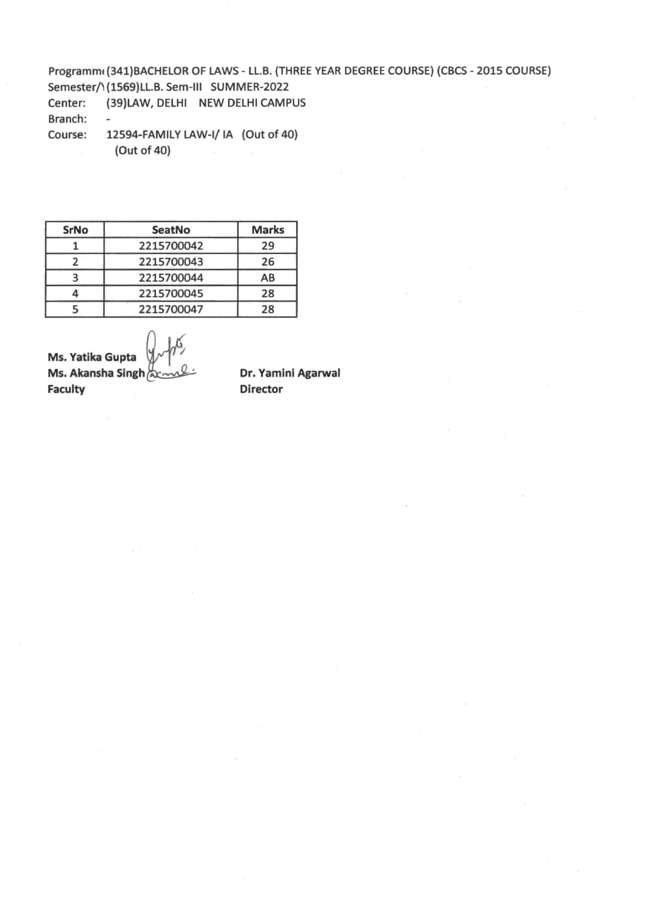Programm( (341)BACHELOR OF LAWS - LL.B. (THREE YEAR DEGREE COURSE) (CBCS - 2015 COURSE)
Semester/\ (1569)LL.B. Sem-III SUMMER-2022
Center: (39)LAW, DELHI NEW DELHI CAMPUS
Branch: -
Course: 12594-FAMILY LAW-I/ IA (Out of 40)
(Out of 40)

| SrNo | SeatNo | Marks |
|---|---|---|
| 1 | 2215700042 | 29 |
| 2 | 2215700043 | 26 |
| 3 | 2215700044 | AB |
| 4 | 2215700045 | 28 |
| 5 | 2215700047 | 28 |

**Ms. Yatika Gupta**
**Ms. Akansha Singh**
**Faculty**

**Dr. Yamini Agarwal**
**Director**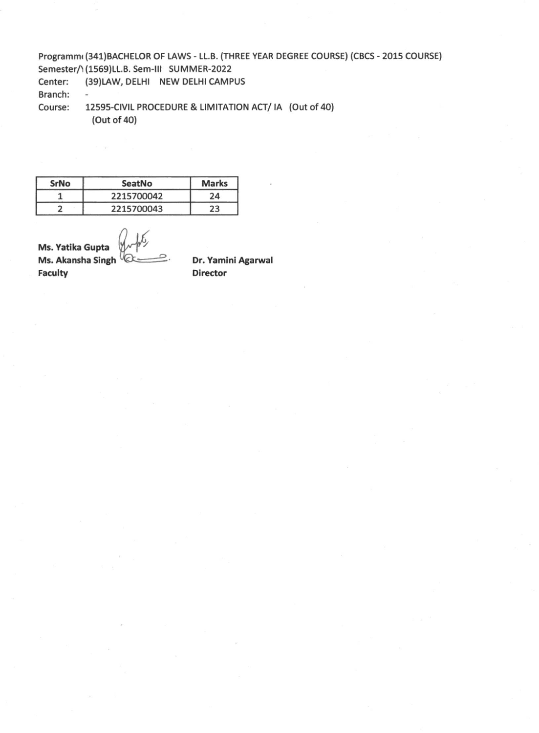Programm( (341)BACHELOR OF LAWS - LL.B. (THREE YEAR DEGREE COURSE) (CBCS - 2015 COURSE)
Semester/\ (1569)LL.B. Sem-III SUMMER-2022
Center: (39)LAW, DELHI NEW DELHI CAMPUS
Branch: -
Course: 12595-CIVIL PROCEDURE & LIMITATION ACT/ IA (Out of 40)
(Out of 40)

| SrNo | SeatNo | Marks |
|---|---|---|
| 1 | 2215700042 | 24 |
| 2 | 2215700043 | 23 |

**Ms. Yatika Gupta**
**Ms. Akansha Singh**
**Faculty**

**Dr. Yamini Agarwal**
**Director**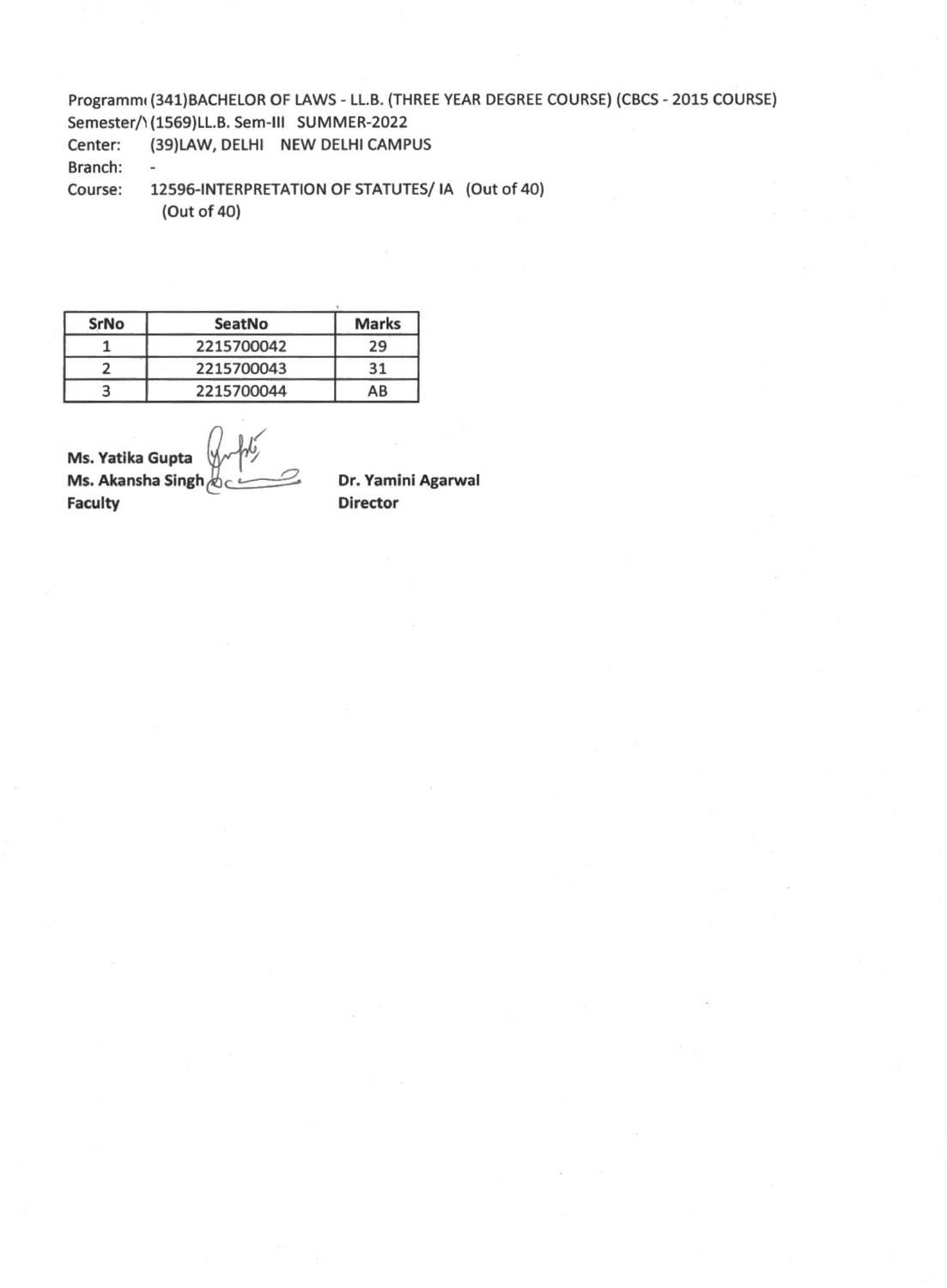Programme (341)BACHELOR OF LAWS - LL.B. (THREE YEAR DEGREE COURSE) (CBCS - 2015 COURSE)
Semester/\ (1569)LL.B. Sem-III SUMMER-2022
Center: (39)LAW, DELHI NEW DELHI CAMPUS
Branch: -
Course: 12596-INTERPRETATION OF STATUTES/ IA (Out of 40)
(Out of 40)

| SrNo | SeatNo | Marks |
|---|---|---|
| 1 | 2215700042 | 29 |
| 2 | 2215700043 | 31 |
| 3 | 2215700044 | AB |

**Ms. Yatika Gupta**
**Ms. Akansha Singh**
**Faculty**

**Dr. Yamini Agarwal**
**Director**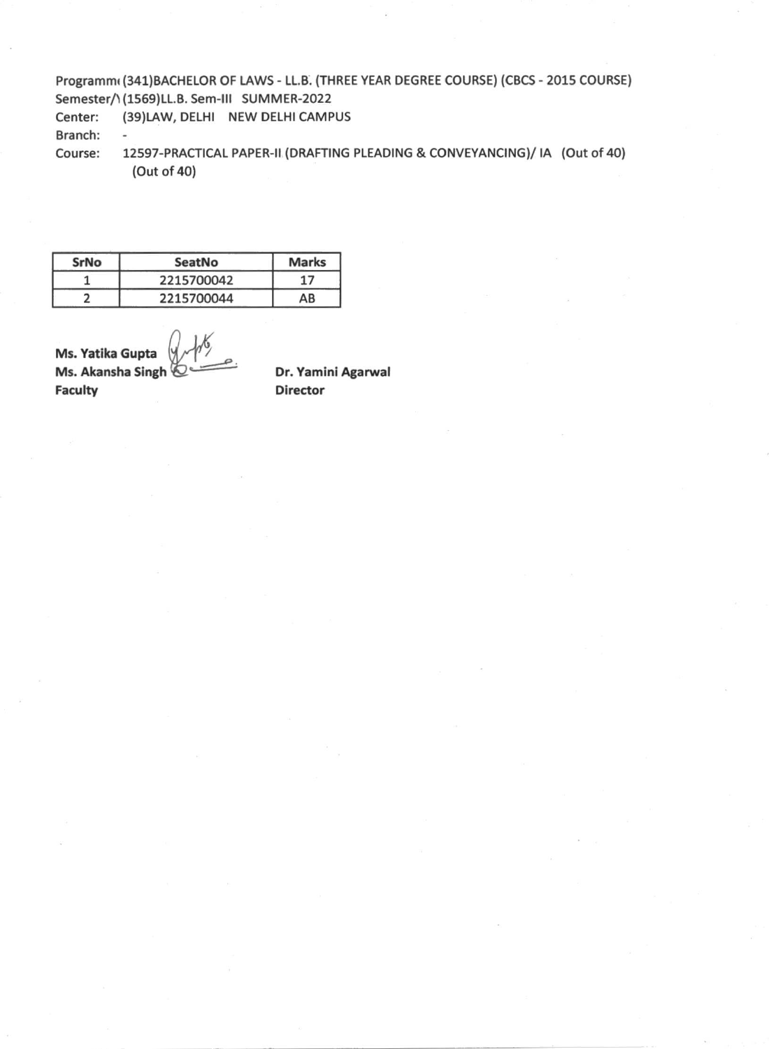Programm( (341)BACHELOR OF LAWS - LL.B. (THREE YEAR DEGREE COURSE) (CBCS - 2015 COURSE)
Semester/\ (1569)LL.B. Sem-III SUMMER-2022
Center: (39)LAW, DELHI NEW DELHI CAMPUS
Branch: -
Course: 12597-PRACTICAL PAPER-II (DRAFTING PLEADING & CONVEYANCING)/ IA (Out of 40) (Out of 40)

| SrNo | SeatNo | Marks |
|---|---|---|
| 1 | 2215700042 | 17 |
| 2 | 2215700044 | AB |

**Ms. Yatika Gupta**
**Ms. Akansha Singh**
**Faculty**

**Dr. Yamini Agarwal**
**Director**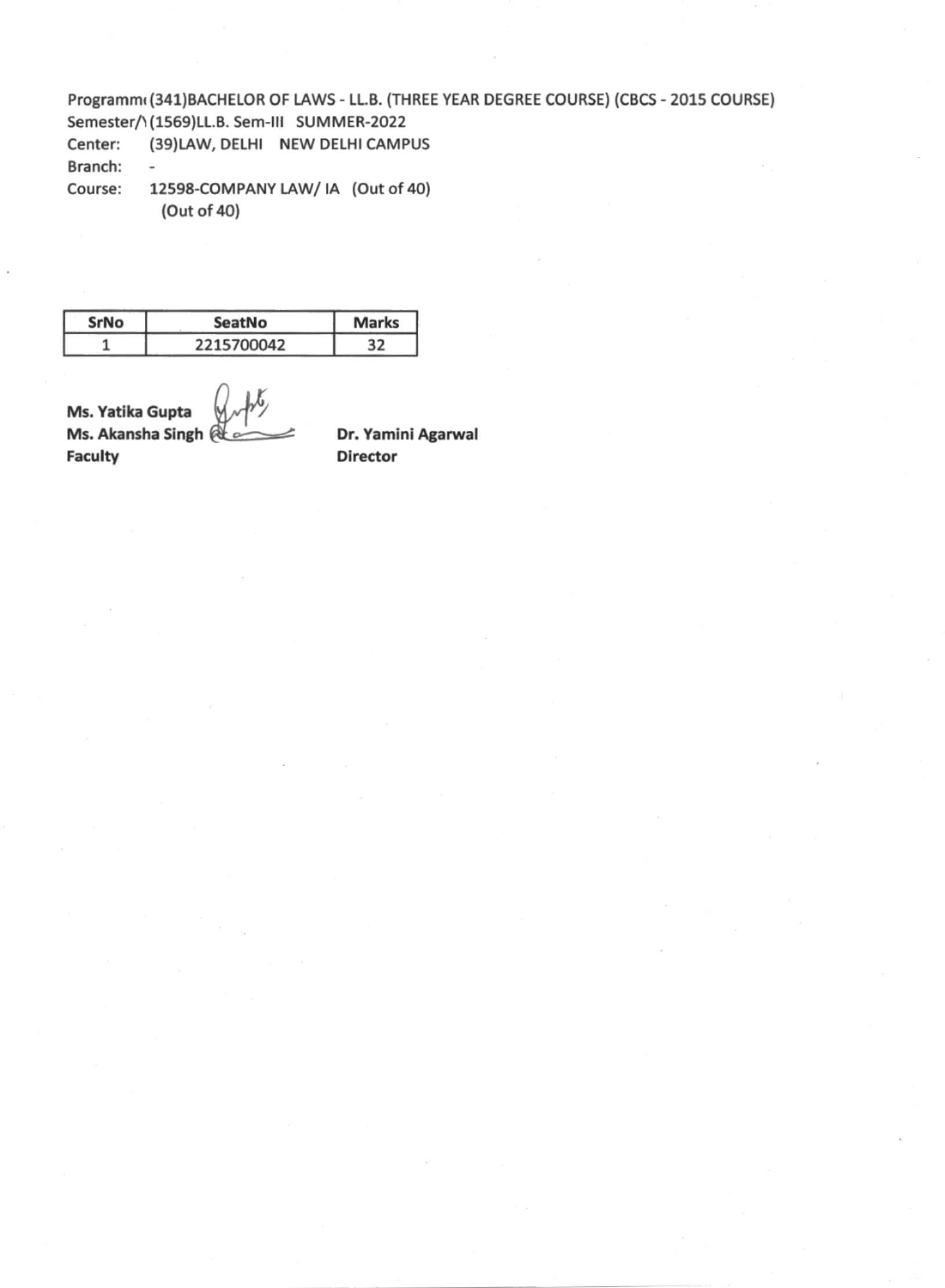Programm( (341)BACHELOR OF LAWS - LL.B. (THREE YEAR DEGREE COURSE) (CBCS - 2015 COURSE)
Semester/\ (1569)LL.B. Sem-III SUMMER-2022
Center: (39)LAW, DELHI NEW DELHI CAMPUS
Branch: -
Course: 12598-COMPANY LAW/ IA (Out of 40)
(Out of 40)

| SrNo | SeatNo | Marks |
|---|---|---|
| 1 | 2215700042 | 32 |

**Ms. Yatika Gupta**
**Ms. Akansha Singh**
**Faculty**

**Dr. Yamini Agarwal**
**Director**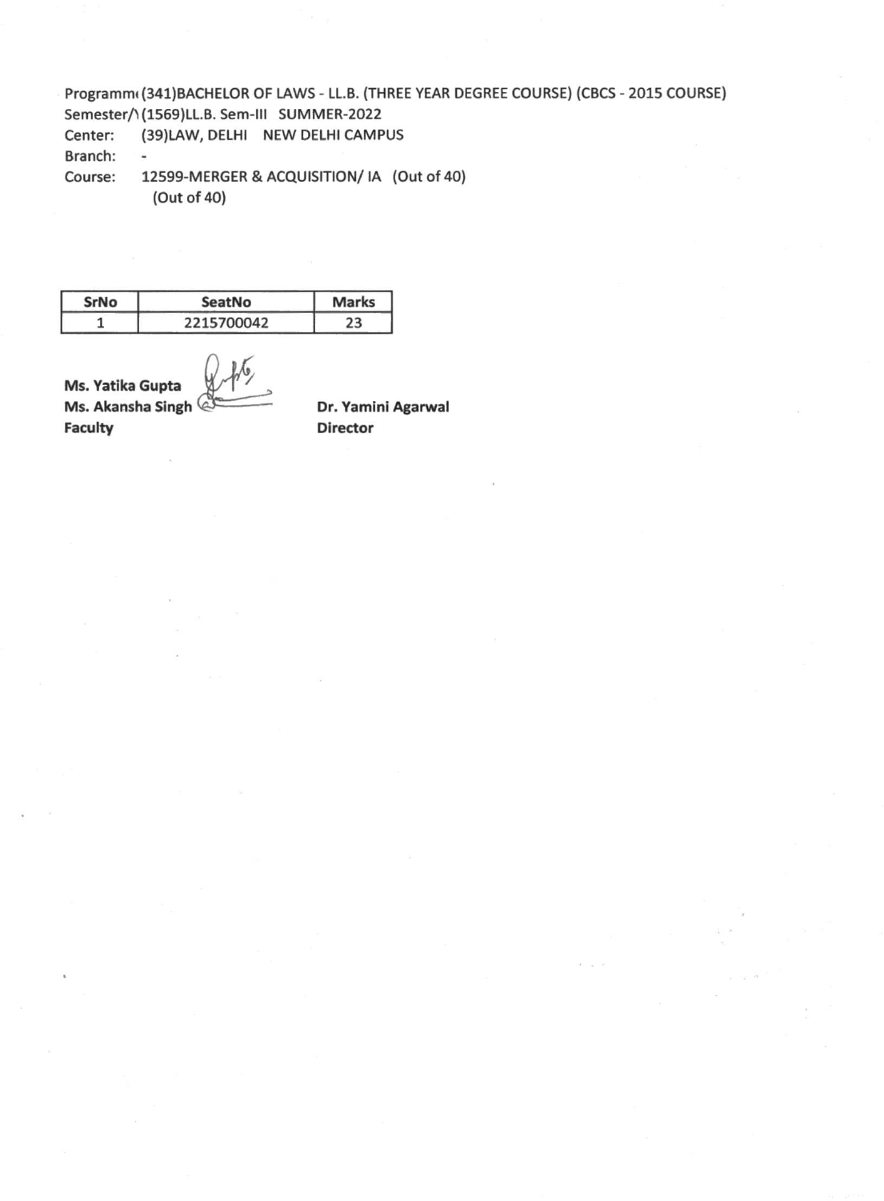Programme (341)BACHELOR OF LAWS - LL.B. (THREE YEAR DEGREE COURSE) (CBCS - 2015 COURSE)
Semester/\ (1569)LL.B. Sem-III SUMMER-2022
Center: (39)LAW, DELHI NEW DELHI CAMPUS
Branch: -
Course: 12599-MERGER & ACQUISITION/ IA (Out of 40)
(Out of 40)

| SrNo | SeatNo | Marks |
|---|---|---|
| 1 | 2215700042 | 23 |

**Ms. Yatika Gupta**
**Ms. Akansha Singh**
**Faculty**

**Dr. Yamini Agarwal**
**Director**